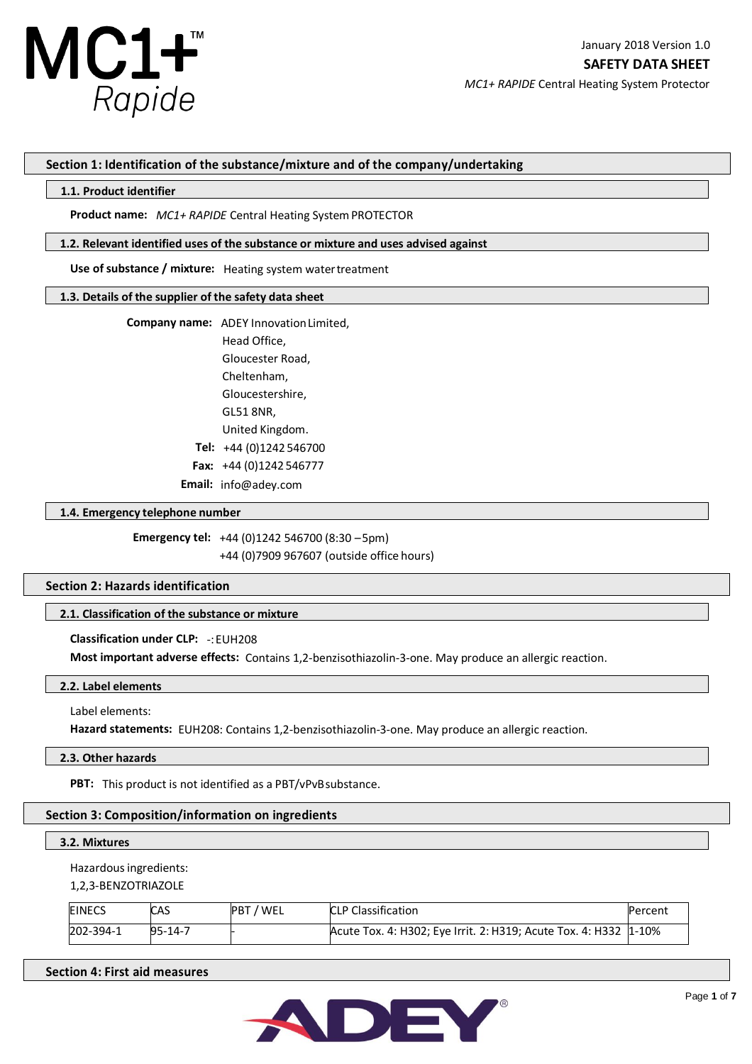MC1+™ *Rapide*

January 2018 Version 1.0

**SAFETY DATA SHEET**

*MC1+ RAPIDE* Central Heating System Protector

## Section 1: Identification of the substance/mixture and of the company/undertaking

### 1.1. Product identifier

**Product name:** *MC1+ RAPIDE* Central Heating System PROTECTOR

### 1.2. Relevant identified uses of the substance or mixture and uses advised against

**Use of substance / mixture:** Heating system water treatment

### 1.3. Details of the supplier of the safety data sheet

**Company name:** ADEY Innovation Limited,
Head Office,
Gloucester Road,
Cheltenham,
Gloucestershire,
GL51 8NR,
United Kingdom.

**Tel:** +44 (0)1242 546700

**Fax:** +44 (0)1242 546777

**Email:** info@adey.com

### 1.4. Emergency telephone number

**Emergency tel:** +44 (0)1242 546700 (8:30 – 5pm)
+44 (0)7909 967607 (outside office hours)

## Section 2: Hazards identification

### 2.1. Classification of the substance or mixture

**Classification under CLP:** -: EUH208

**Most important adverse effects:** Contains 1,2-benzisothiazolin-3-one. May produce an allergic reaction.

### 2.2. Label elements

Label elements:

**Hazard statements:** EUH208: Contains 1,2-benzisothiazolin-3-one. May produce an allergic reaction.

### 2.3. Other hazards

**PBT:** This product is not identified as a PBT/vPvB substance.

## Section 3: Composition/information on ingredients

### 3.2. Mixtures

Hazardous ingredients:

1,2,3-BENZOTRIAZOLE

| EINECS | CAS | PBT / WEL | CLP Classification | Percent |
|---|---|---|---|---|
| 202-394-1 | 95-14-7 | - | Acute Tox. 4: H302; Eye Irrit. 2: H319; Acute Tox. 4: H332 | 1-10% |

## Section 4: First aid measures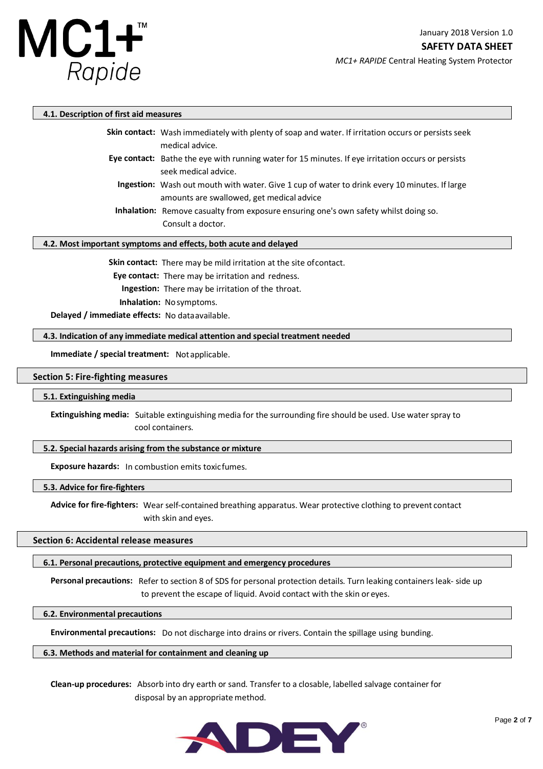### 4.1. Description of first aid measures

**Skin contact:** Wash immediately with plenty of soap and water. If irritation occurs or persists seek medical advice.

**Eye contact:** Bathe the eye with running water for 15 minutes. If eye irritation occurs or persists seek medical advice.

**Ingestion:** Wash out mouth with water. Give 1 cup of water to drink every 10 minutes. If large amounts are swallowed, get medical advice

**Inhalation:** Remove casualty from exposure ensuring one's own safety whilst doing so. Consult a doctor.

### 4.2. Most important symptoms and effects, both acute and delayed

**Skin contact:** There may be mild irritation at the site of contact.

**Eye contact:** There may be irritation and redness.

**Ingestion:** There may be irritation of the throat.

**Inhalation:** No symptoms.

**Delayed / immediate effects:** No data available.

### 4.3. Indication of any immediate medical attention and special treatment needed

**Immediate / special treatment:** Not applicable.

## Section 5: Fire-fighting measures

### 5.1. Extinguishing media

**Extinguishing media:** Suitable extinguishing media for the surrounding fire should be used. Use water spray to cool containers.

### 5.2. Special hazards arising from the substance or mixture

**Exposure hazards:** In combustion emits toxic fumes.

### 5.3. Advice for fire-fighters

**Advice for fire-fighters:** Wear self-contained breathing apparatus. Wear protective clothing to prevent contact with skin and eyes.

## Section 6: Accidental release measures

### 6.1. Personal precautions, protective equipment and emergency procedures

**Personal precautions:** Refer to section 8 of SDS for personal protection details. Turn leaking containers leak- side up to prevent the escape of liquid. Avoid contact with the skin or eyes.

### 6.2. Environmental precautions

**Environmental precautions:** Do not discharge into drains or rivers. Contain the spillage using bunding.

### 6.3. Methods and material for containment and cleaning up

**Clean-up procedures:** Absorb into dry earth or sand. Transfer to a closable, labelled salvage container for disposal by an appropriate method.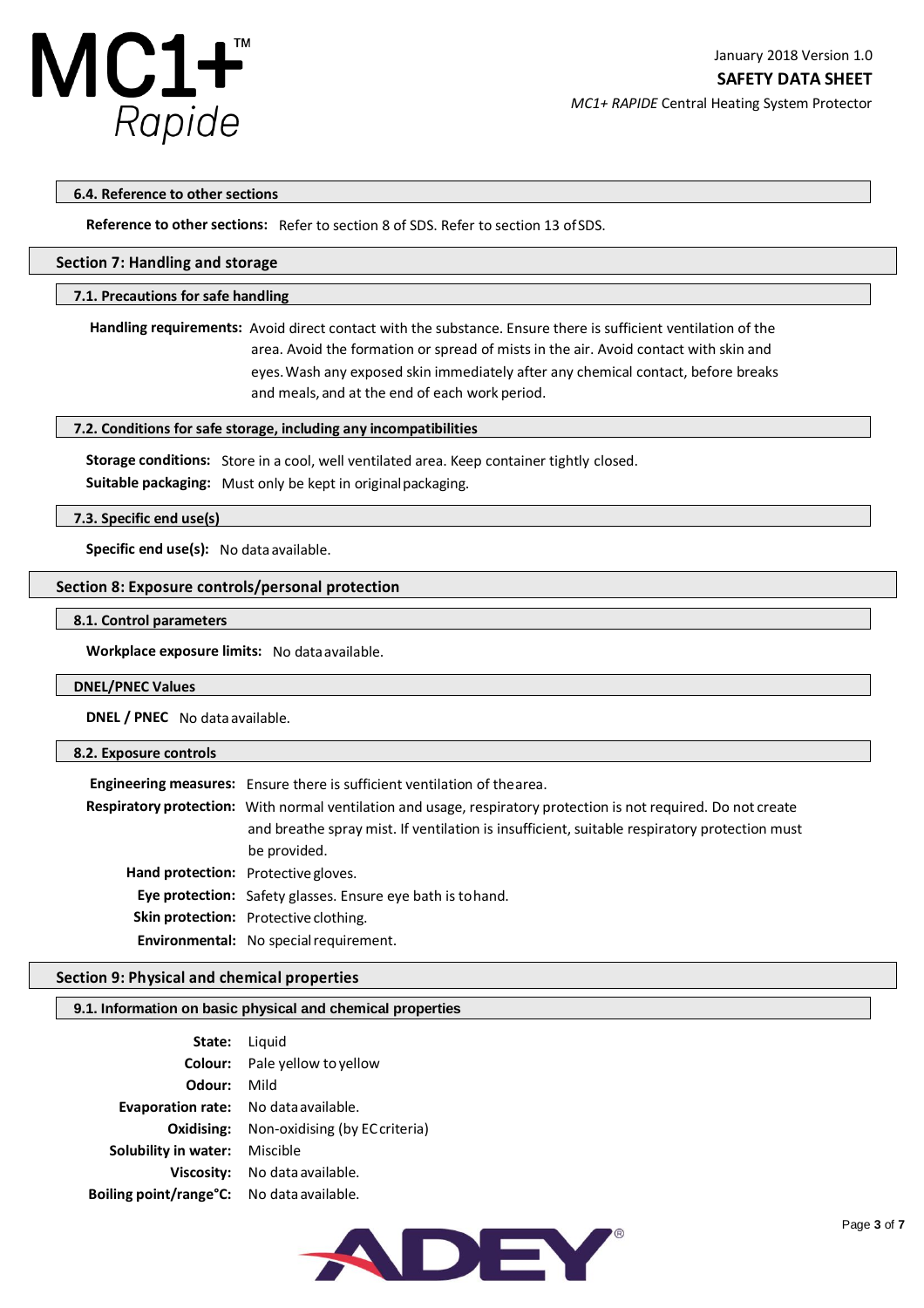### 6.4. Reference to other sections

**Reference to other sections:** Refer to section 8 of SDS. Refer to section 13 of SDS.

## Section 7: Handling and storage

### 7.1. Precautions for safe handling

**Handling requirements:** Avoid direct contact with the substance. Ensure there is sufficient ventilation of the area. Avoid the formation or spread of mists in the air. Avoid contact with skin and eyes. Wash any exposed skin immediately after any chemical contact, before breaks and meals, and at the end of each work period.

### 7.2. Conditions for safe storage, including any incompatibilities

**Storage conditions:** Store in a cool, well ventilated area. Keep container tightly closed.

**Suitable packaging:** Must only be kept in original packaging.

### 7.3. Specific end use(s)

**Specific end use(s):** No data available.

## Section 8: Exposure controls/personal protection

### 8.1. Control parameters

**Workplace exposure limits:** No data available.

### DNEL/PNEC Values

**DNEL / PNEC** No data available.

### 8.2. Exposure controls

**Engineering measures:** Ensure there is sufficient ventilation of the area.

**Respiratory protection:** With normal ventilation and usage, respiratory protection is not required. Do not create and breathe spray mist. If ventilation is insufficient, suitable respiratory protection must be provided.

**Hand protection:** Protective gloves.

**Eye protection:** Safety glasses. Ensure eye bath is to hand.

**Skin protection:** Protective clothing.

**Environmental:** No special requirement.

## Section 9: Physical and chemical properties

### 9.1. Information on basic physical and chemical properties

**State:** Liquid

**Colour:** Pale yellow to yellow

**Odour:** Mild

**Evaporation rate:** No data available.

**Oxidising:** Non-oxidising (by EC criteria)

**Solubility in water:** Miscible

**Viscosity:** No data available.

**Boiling point/range°C:** No data available.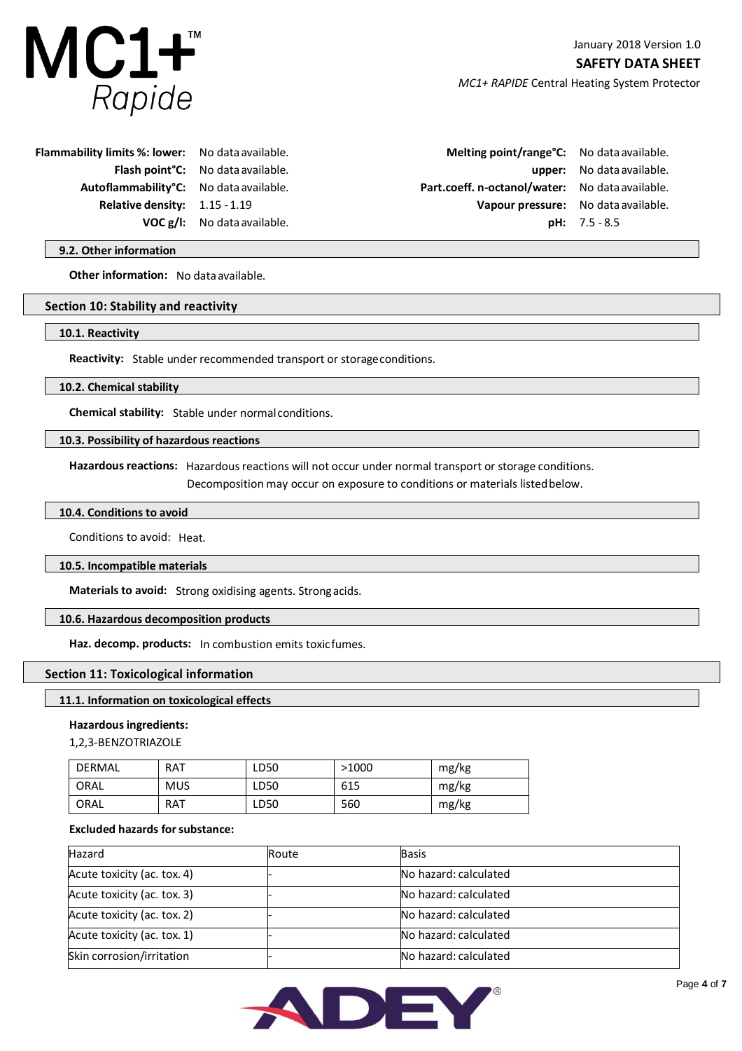| | | | |
|---|---|---|---|
| **Flammability limits %: lower:** | No data available. | **Melting point/range°C:** | No data available. |
| **Flash point°C:** | No data available. | **upper:** | No data available. |
| **Autoflammability°C:** | No data available. | **Part.coeff. n-octanol/water:** | No data available. |
| **Relative density:** | 1.15 - 1.19 | **Vapour pressure:** | No data available. |
| **VOC g/l:** | No data available. | **pH:** | 7.5 - 8.5 |

### 9.2. Other information

**Other information:** No data available.

## Section 10: Stability and reactivity

### 10.1. Reactivity

**Reactivity:** Stable under recommended transport or storage conditions.

### 10.2. Chemical stability

**Chemical stability:** Stable under normal conditions.

### 10.3. Possibility of hazardous reactions

**Hazardous reactions:** Hazardous reactions will not occur under normal transport or storage conditions. Decomposition may occur on exposure to conditions or materials listed below.

### 10.4. Conditions to avoid

Conditions to avoid: Heat.

### 10.5. Incompatible materials

**Materials to avoid:** Strong oxidising agents. Strong acids.

### 10.6. Hazardous decomposition products

**Haz. decomp. products:** In combustion emits toxic fumes.

## Section 11: Toxicological information

### 11.1. Information on toxicological effects

**Hazardous ingredients:**

1,2,3-BENZOTRIAZOLE

| | | | | |
|---|---|---|---|---|
| DERMAL | RAT | LD50 | >1000 | mg/kg |
| ORAL | MUS | LD50 | 615 | mg/kg |
| ORAL | RAT | LD50 | 560 | mg/kg |

**Excluded hazards for substance:**

| Hazard | Route | Basis |
|---|---|---|
| Acute toxicity (ac. tox. 4) | - | No hazard: calculated |
| Acute toxicity (ac. tox. 3) | - | No hazard: calculated |
| Acute toxicity (ac. tox. 2) | - | No hazard: calculated |
| Acute toxicity (ac. tox. 1) | - | No hazard: calculated |
| Skin corrosion/irritation | - | No hazard: calculated |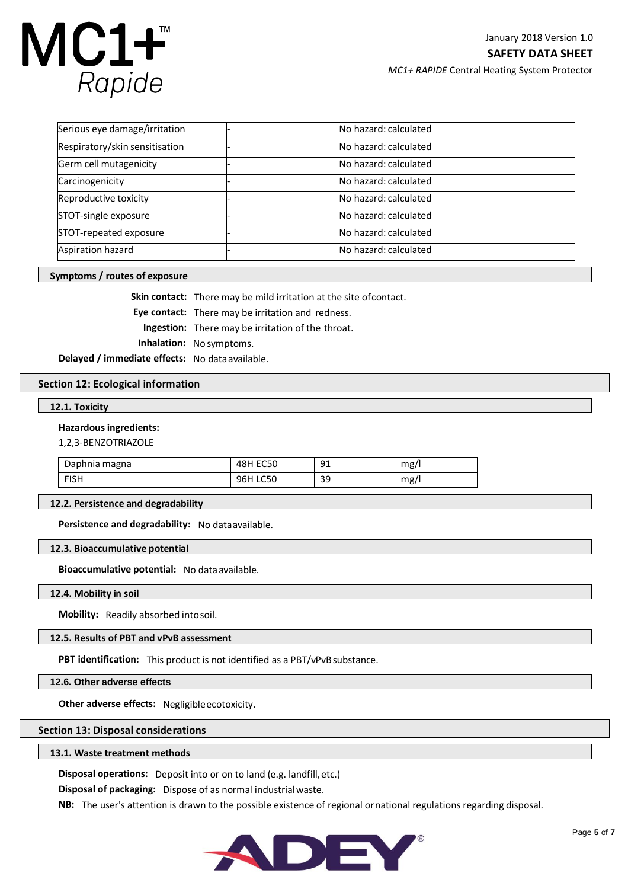| Serious eye damage/irritation | - | No hazard: calculated |
|---|---|---|
| Respiratory/skin sensitisation | - | No hazard: calculated |
| Germ cell mutagenicity | - | No hazard: calculated |
| Carcinogenicity | - | No hazard: calculated |
| Reproductive toxicity | - | No hazard: calculated |
| STOT-single exposure | - | No hazard: calculated |
| STOT-repeated exposure | - | No hazard: calculated |
| Aspiration hazard | - | No hazard: calculated |

**Symptoms / routes of exposure**

**Skin contact:** There may be mild irritation at the site of contact.

**Eye contact:** There may be irritation and redness.

**Ingestion:** There may be irritation of the throat.

**Inhalation:** No symptoms.

**Delayed / immediate effects:** No data available.

## Section 12: Ecological information

### 12.1. Toxicity

**Hazardous ingredients:**

1,2,3-BENZOTRIAZOLE

| Daphnia magna | 48H EC50 | 91 | mg/l |
|---|---|---|---|
| FISH | 96H LC50 | 39 | mg/l |

### 12.2. Persistence and degradability

**Persistence and degradability:** No data available.

### 12.3. Bioaccumulative potential

**Bioaccumulative potential:** No data available.

### 12.4. Mobility in soil

**Mobility:** Readily absorbed into soil.

### 12.5. Results of PBT and vPvB assessment

**PBT identification:** This product is not identified as a PBT/vPvB substance.

### 12.6. Other adverse effects

**Other adverse effects:** Negligible ecotoxicity.

## Section 13: Disposal considerations

### 13.1. Waste treatment methods

**Disposal operations:** Deposit into or on to land (e.g. landfill, etc.)

**Disposal of packaging:** Dispose of as normal industrial waste.

**NB:** The user's attention is drawn to the possible existence of regional or national regulations regarding disposal.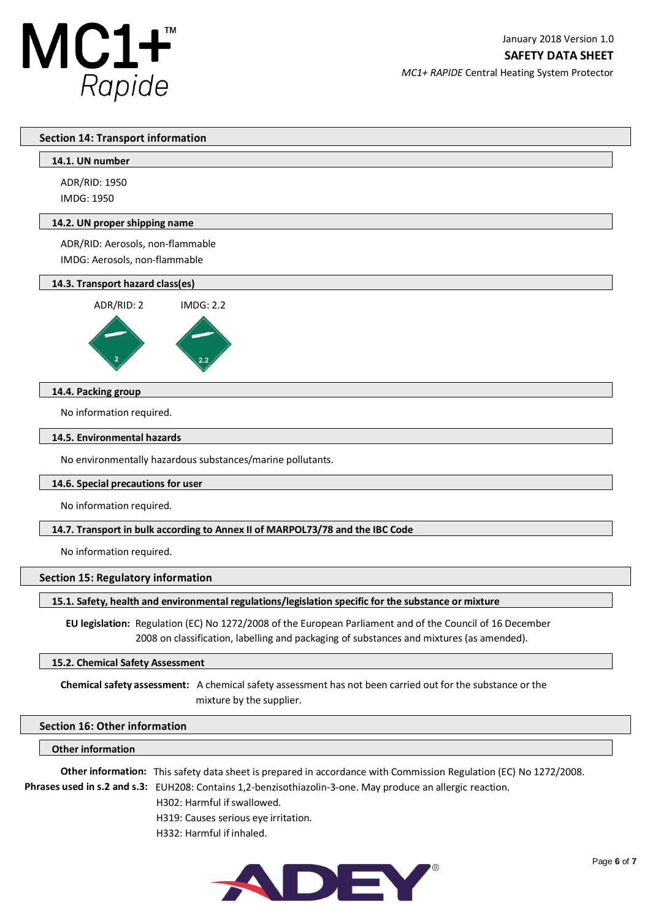## Section 14: Transport information

### 14.1. UN number

ADR/RID: 1950
IMDG: 1950

### 14.2. UN proper shipping name

ADR/RID: Aerosols, non-flammable
IMDG: Aerosols, non-flammable

### 14.3. Transport hazard class(es)

ADR/RID: 2　　IMDG: 2.2

### 14.4. Packing group

No information required.

### 14.5. Environmental hazards

No environmentally hazardous substances/marine pollutants.

### 14.6. Special precautions for user

No information required.

### 14.7. Transport in bulk according to Annex II of MARPOL73/78 and the IBC Code

No information required.

## Section 15: Regulatory information

### 15.1. Safety, health and environmental regulations/legislation specific for the substance or mixture

**EU legislation:** Regulation (EC) No 1272/2008 of the European Parliament and of the Council of 16 December 2008 on classification, labelling and packaging of substances and mixtures (as amended).

### 15.2. Chemical Safety Assessment

**Chemical safety assessment:** A chemical safety assessment has not been carried out for the substance or the mixture by the supplier.

## Section 16: Other information

### Other information

**Other information:** This safety data sheet is prepared in accordance with Commission Regulation (EC) No 1272/2008.

**Phrases used in s.2 and s.3:** EUH208: Contains 1,2-benzisothiazolin-3-one. May produce an allergic reaction.
H302: Harmful if swallowed.
H319: Causes serious eye irritation.
H332: Harmful if inhaled.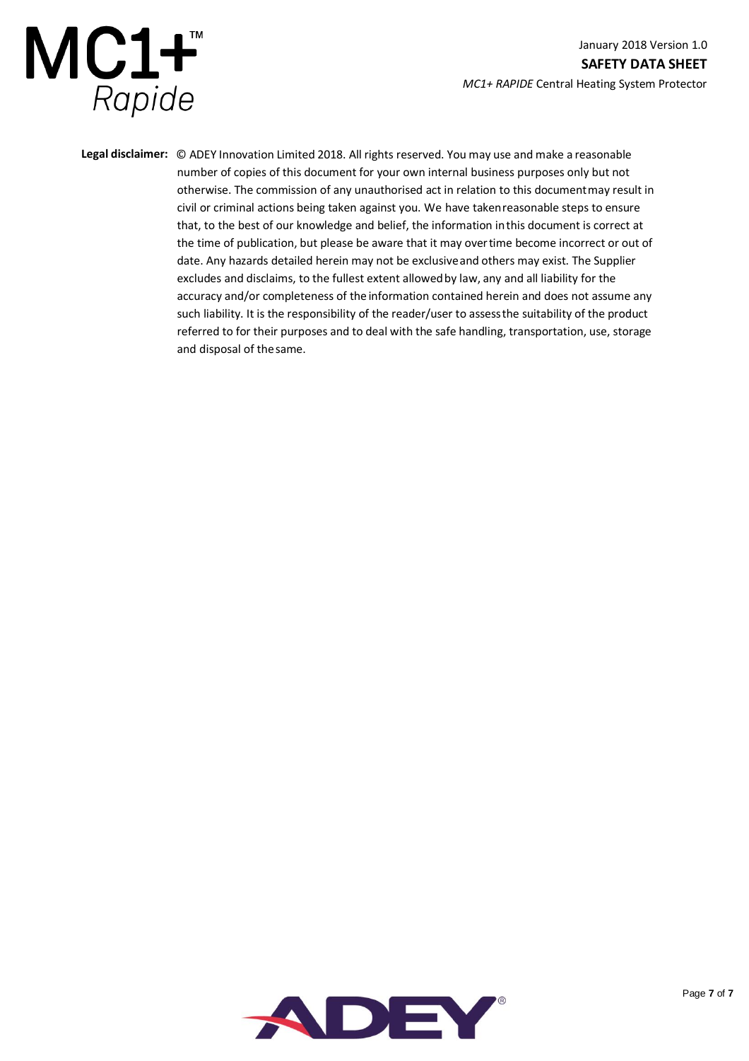**Legal disclaimer:** © ADEY Innovation Limited 2018. All rights reserved. You may use and make a reasonable number of copies of this document for your own internal business purposes only but not otherwise. The commission of any unauthorised act in relation to this document may result in civil or criminal actions being taken against you. We have taken reasonable steps to ensure that, to the best of our knowledge and belief, the information in this document is correct at the time of publication, but please be aware that it may over time become incorrect or out of date. Any hazards detailed herein may not be exclusive and others may exist. The Supplier excludes and disclaims, to the fullest extent allowed by law, any and all liability for the accuracy and/or completeness of the information contained herein and does not assume any such liability. It is the responsibility of the reader/user to assess the suitability of the product referred to for their purposes and to deal with the safe handling, transportation, use, storage and disposal of the same.